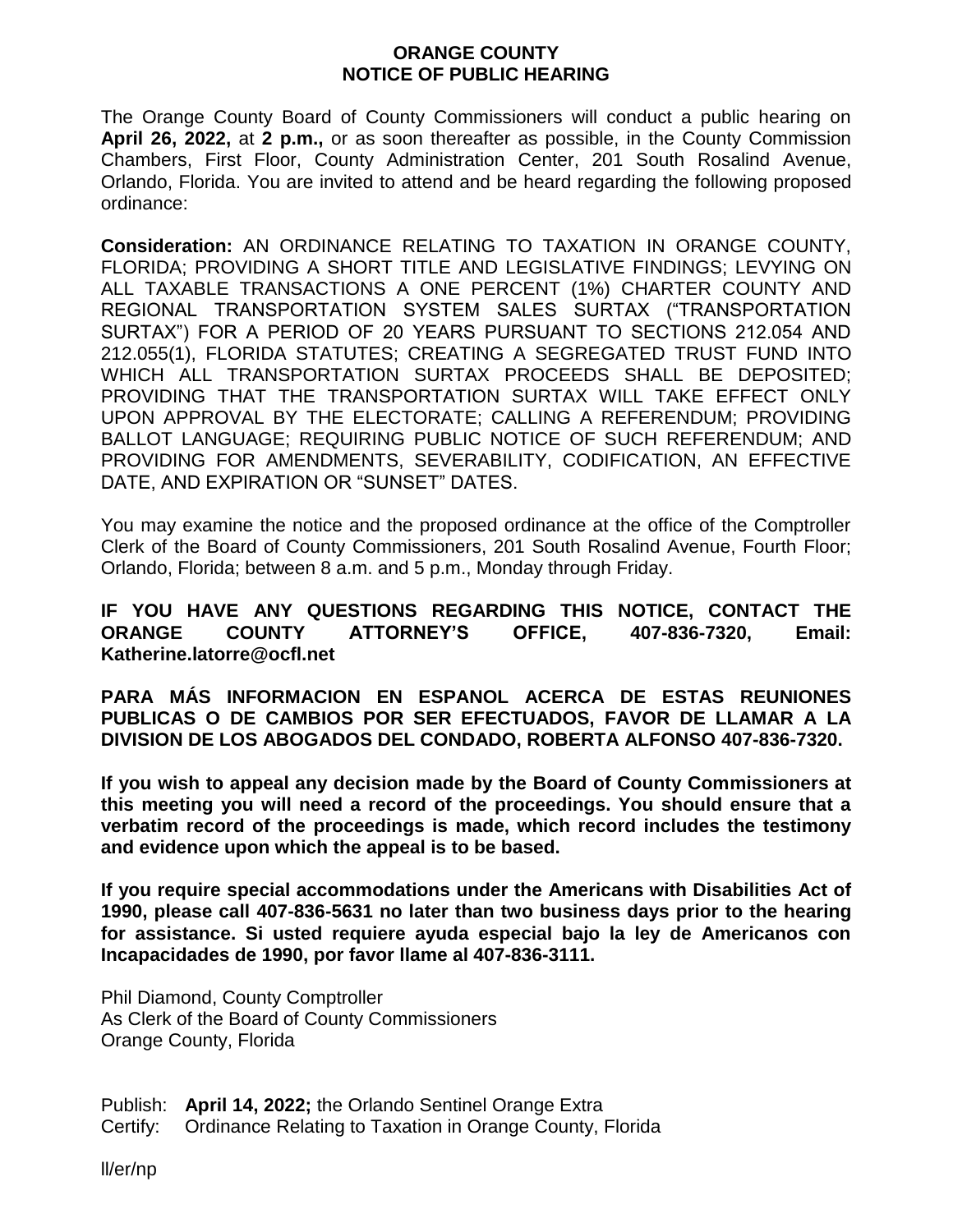**ORANGE COUNTY**
**NOTICE OF PUBLIC HEARING**

The Orange County Board of County Commissioners will conduct a public hearing on **April 26, 2022,** at **2 p.m.,** or as soon thereafter as possible, in the County Commission Chambers, First Floor, County Administration Center, 201 South Rosalind Avenue, Orlando, Florida. You are invited to attend and be heard regarding the following proposed ordinance:

**Consideration:** AN ORDINANCE RELATING TO TAXATION IN ORANGE COUNTY, FLORIDA; PROVIDING A SHORT TITLE AND LEGISLATIVE FINDINGS; LEVYING ON ALL TAXABLE TRANSACTIONS A ONE PERCENT (1%) CHARTER COUNTY AND REGIONAL TRANSPORTATION SYSTEM SALES SURTAX ("TRANSPORTATION SURTAX") FOR A PERIOD OF 20 YEARS PURSUANT TO SECTIONS 212.054 AND 212.055(1), FLORIDA STATUTES; CREATING A SEGREGATED TRUST FUND INTO WHICH ALL TRANSPORTATION SURTAX PROCEEDS SHALL BE DEPOSITED; PROVIDING THAT THE TRANSPORTATION SURTAX WILL TAKE EFFECT ONLY UPON APPROVAL BY THE ELECTORATE; CALLING A REFERENDUM; PROVIDING BALLOT LANGUAGE; REQUIRING PUBLIC NOTICE OF SUCH REFERENDUM; AND PROVIDING FOR AMENDMENTS, SEVERABILITY, CODIFICATION, AN EFFECTIVE DATE, AND EXPIRATION OR "SUNSET" DATES.

You may examine the notice and the proposed ordinance at the office of the Comptroller Clerk of the Board of County Commissioners, 201 South Rosalind Avenue, Fourth Floor; Orlando, Florida; between 8 a.m. and 5 p.m., Monday through Friday.

**IF YOU HAVE ANY QUESTIONS REGARDING THIS NOTICE, CONTACT THE ORANGE COUNTY ATTORNEY'S OFFICE, 407-836-7320, Email: Katherine.latorre@ocfl.net**

**PARA MÁS INFORMACION EN ESPANOL ACERCA DE ESTAS REUNIONES PUBLICAS O DE CAMBIOS POR SER EFECTUADOS, FAVOR DE LLAMAR A LA DIVISION DE LOS ABOGADOS DEL CONDADO, ROBERTA ALFONSO 407-836-7320.**

**If you wish to appeal any decision made by the Board of County Commissioners at this meeting you will need a record of the proceedings. You should ensure that a verbatim record of the proceedings is made, which record includes the testimony and evidence upon which the appeal is to be based.**

**If you require special accommodations under the Americans with Disabilities Act of 1990, please call 407-836-5631 no later than two business days prior to the hearing for assistance. Si usted requiere ayuda especial bajo la ley de Americanos con Incapacidades de 1990, por favor llame al 407-836-3111.**

Phil Diamond, County Comptroller
As Clerk of the Board of County Commissioners
Orange County, Florida

Publish: **April 14, 2022;** the Orlando Sentinel Orange Extra
Certify: Ordinance Relating to Taxation in Orange County, Florida

ll/er/np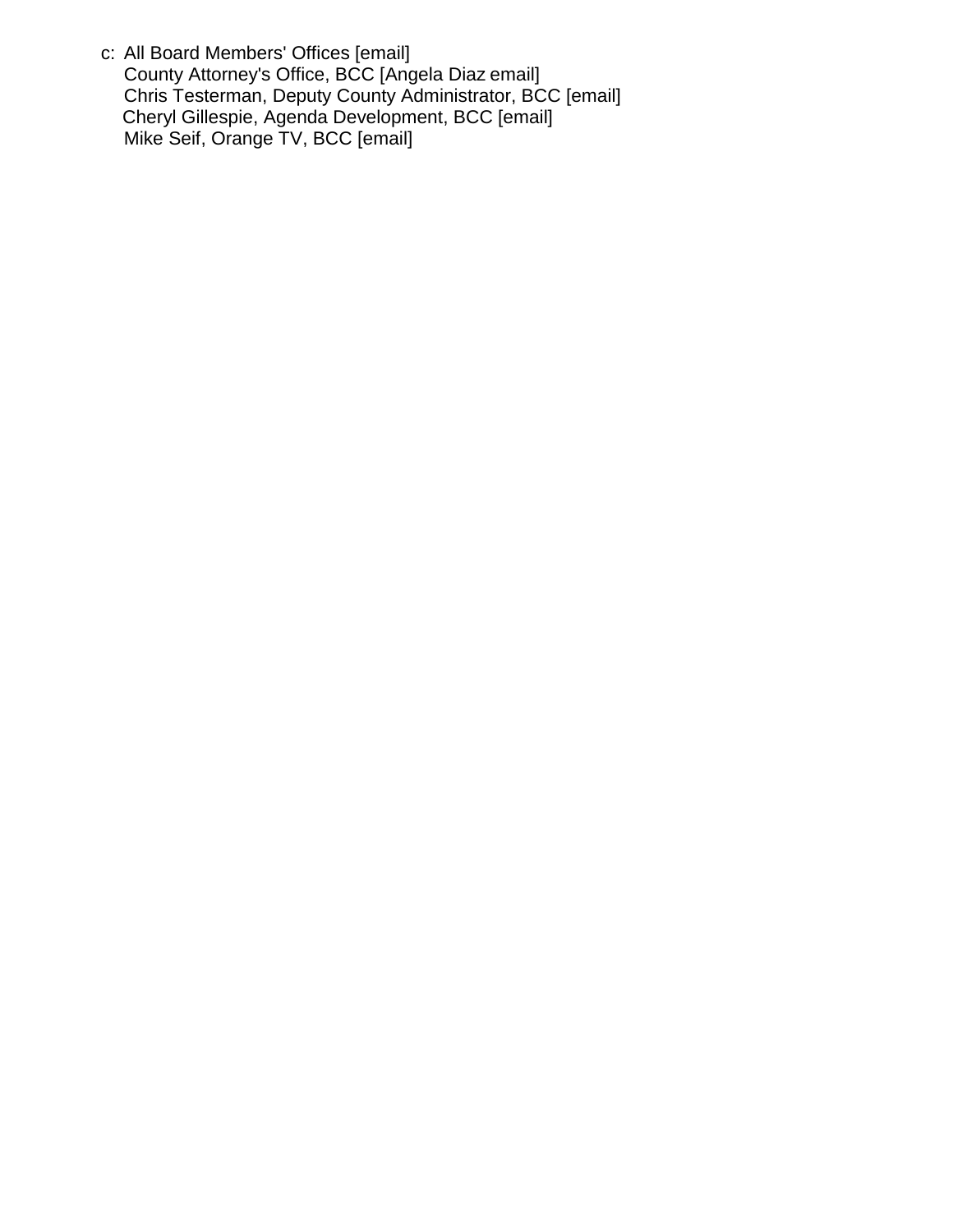c: All Board Members' Offices [email]
County Attorney's Office, BCC [Angela Diaz email]
Chris Testerman, Deputy County Administrator, BCC [email]
Cheryl Gillespie, Agenda Development, BCC [email]
Mike Seif, Orange TV, BCC [email]